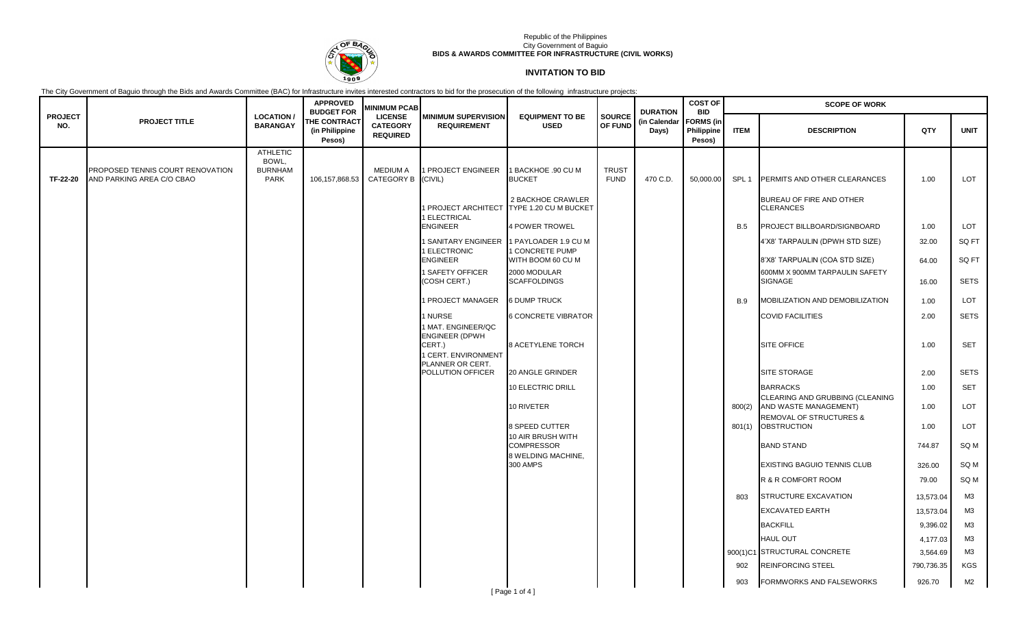Republic of the Philippines
City Government of Baguio
**BIDS & AWARDS COMMITTEE FOR INFRASTRUCTURE (CIVIL WORKS)**

## INVITATION TO BID

The City Government of Baguio through the Bids and Awards Committee (BAC) for Infrastructure invites interested contractors to bid for the prosecution of the following infrastructure projects:

| PROJECT NO. | PROJECT TITLE | LOCATION / BARANGAY | APPROVED BUDGET FOR THE CONTRACT (in Philippine Pesos) | MINIMUM PCAB LICENSE CATEGORY REQUIRED | MINIMUM SUPERVISION REQUIREMENT | EQUIPMENT TO BE USED | SOURCE OF FUND | DURATION (in Calendar Days) | COST OF BID FORMS (in Philippine Pesos) | SCOPE OF WORK | | | |
|---|---|---|---|---|---|---|---|---|---|---|---|---|---|
| | | | | | | | | | | ITEM | DESCRIPTION | QTY | UNIT |
| TF-22-20 | PROPOSED TENNIS COURT RENOVATION AND PARKING AREA C/O CBAO | ATHLETIC BOWL, BURNHAM PARK | 106,157,868.53 | MEDIUM A CATEGORY B | 1 PROJECT ENGINEER (CIVIL) | 1 BACKHOE .90 CU M BUCKET | TRUST FUND | 470 C.D. | 50,000.00 | SPL 1 | PERMITS AND OTHER CLEARANCES | 1.00 | LOT |
| | | | | | 1 PROJECT ARCHITECT | 2 BACKHOE CRAWLER TYPE 1.20 CU M BUCKET | | | | | BUREAU OF FIRE AND OTHER CLERANCES | | |
| | | | | | 1 ELECTRICAL ENGINEER | 4 POWER TROWEL | | | | B.5 | PROJECT BILLBOARD/SIGNBOARD | 1.00 | LOT |
| | | | | | 1 SANITARY ENGINEER | 1 PAYLOADER 1.9 CU M | | | | | 4'X8' TARPAULIN (DPWH STD SIZE) | 32.00 | SQ FT |
| | | | | | 1 ELECTRONIC ENGINEER | 1 CONCRETE PUMP WITH BOOM 60 CU M | | | | | 8'X8' TARPAULIN (COA STD SIZE) | 64.00 | SQ FT |
| | | | | | 1 SAFETY OFFICER (COSH CERT.) | 2000 MODULAR SCAFFOLDINGS | | | | | 600MM X 900MM TARPAULIN SAFETY SIGNAGE | 16.00 | SETS |
| | | | | | 1 PROJECT MANAGER | 6 DUMP TRUCK | | | | B.9 | MOBILIZATION AND DEMOBILIZATION | 1.00 | LOT |
| | | | | | 1 NURSE | 6 CONCRETE VIBRATOR | | | | | COVID FACILITIES | 2.00 | SETS |
| | | | | | 1 MAT. ENGINEER/QC ENGINEER (DPWH CERT.) | 8 ACETYLENE TORCH | | | | | SITE OFFICE | 1.00 | SET |
| | | | | | 1 CERT. ENVIRONMENT PLANNER OR CERT. POLLUTION OFFICER | 20 ANGLE GRINDER | | | | | SITE STORAGE | 2.00 | SETS |
| | | | | | | 10 ELECTRIC DRILL | | | | | BARRACKS | 1.00 | SET |
| | | | | | | 10 RIVETER | | | | 800(2) | CLEARING AND GRUBBING (CLEANING AND WASTE MANAGEMENT) | 1.00 | LOT |
| | | | | | | 8 SPEED CUTTER | | | | 801(1) | REMOVAL OF STRUCTURES & OBSTRUCTION | 1.00 | LOT |
| | | | | | | 10 AIR BRUSH WITH COMPRESSOR | | | | | BAND STAND | 744.87 | SQ M |
| | | | | | | 8 WELDING MACHINE, 300 AMPS | | | | | EXISTING BAGUIO TENNIS CLUB | 326.00 | SQ M |
| | | | | | | | | | | | R & R COMFORT ROOM | 79.00 | SQ M |
| | | | | | | | | | | 803 | STRUCTURE EXCAVATION | 13,573.04 | M3 |
| | | | | | | | | | | | EXCAVATED EARTH | 13,573.04 | M3 |
| | | | | | | | | | | | BACKFILL | 9,396.02 | M3 |
| | | | | | | | | | | | HAUL OUT | 4,177.03 | M3 |
| | | | | | | | | | | 900(1)C1 | STRUCTURAL CONCRETE | 3,564.69 | M3 |
| | | | | | | | | | | 902 | REINFORCING STEEL | 790,736.35 | KGS |
| | | | | | | | | | | 903 | FORMWORKS AND FALSEWORKS | 926.70 | M2 |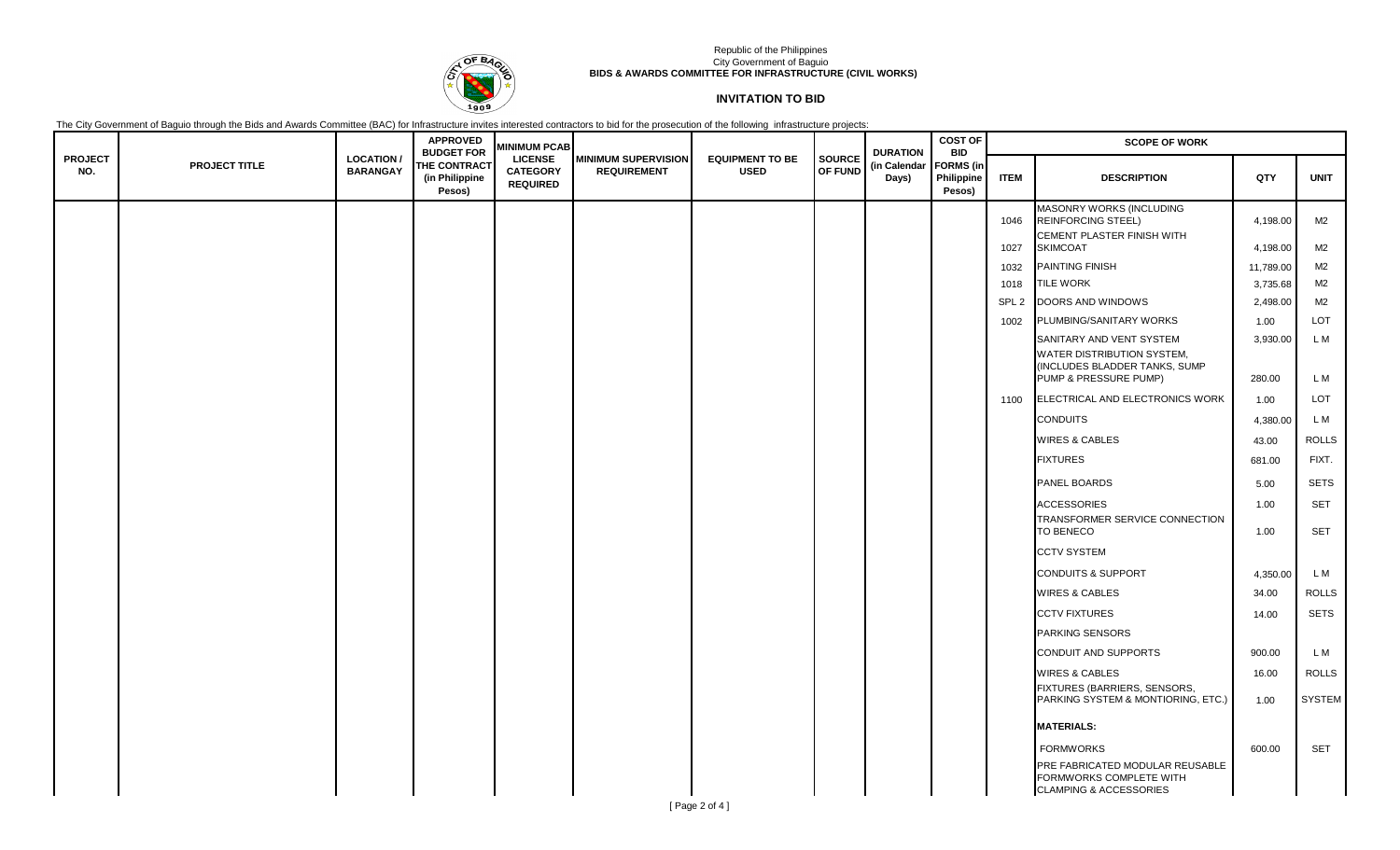Republic of the Philippines
City Government of Baguio
**BIDS & AWARDS COMMITTEE FOR INFRASTRUCTURE (CIVIL WORKS)**

## INVITATION TO BID

The City Government of Baguio through the Bids and Awards Committee (BAC) for Infrastructure invites interested contractors to bid for the prosecution of the following infrastructure projects:

| PROJECT NO. | PROJECT TITLE | LOCATION / BARANGAY | APPROVED BUDGET FOR THE CONTRACT (in Philippine Pesos) | MINIMUM PCAB LICENSE CATEGORY REQUIRED | MINIMUM SUPERVISION REQUIREMENT | EQUIPMENT TO BE USED | SOURCE OF FUND | DURATION (in Calendar Days) | COST OF BID FORMS (in Philippine Pesos) | SCOPE OF WORK | | | |
|---|---|---|---|---|---|---|---|---|---|---|---|---|---|
| | | | | | | | | | | **ITEM** | **DESCRIPTION** | **QTY** | **UNIT** |
| | | | | | | | | | | 1046 | MASONRY WORKS (INCLUDING REINFORCING STEEL) | 4,198.00 | M2 |
| | | | | | | | | | | 1027 | CEMENT PLASTER FINISH WITH SKIMCOAT | 4,198.00 | M2 |
| | | | | | | | | | | 1032 | PAINTING FINISH | 11,789.00 | M2 |
| | | | | | | | | | | 1018 | TILE WORK | 3,735.68 | M2 |
| | | | | | | | | | | SPL 2 | DOORS AND WINDOWS | 2,498.00 | M2 |
| | | | | | | | | | | 1002 | PLUMBING/SANITARY WORKS | 1.00 | LOT |
| | | | | | | | | | | | SANITARY AND VENT SYSTEM | 3,930.00 | L M |
| | | | | | | | | | | | WATER DISTRIBUTION SYSTEM, (INCLUDES BLADDER TANKS, SUMP PUMP & PRESSURE PUMP) | 280.00 | L M |
| | | | | | | | | | | 1100 | ELECTRICAL AND ELECTRONICS WORK | 1.00 | LOT |
| | | | | | | | | | | | CONDUITS | 4,380.00 | L M |
| | | | | | | | | | | | WIRES & CABLES | 43.00 | ROLLS |
| | | | | | | | | | | | FIXTURES | 681.00 | FIXT. |
| | | | | | | | | | | | PANEL BOARDS | 5.00 | SETS |
| | | | | | | | | | | | ACCESSORIES | 1.00 | SET |
| | | | | | | | | | | | TRANSFORMER SERVICE CONNECTION TO BENECO | 1.00 | SET |
| | | | | | | | | | | | CCTV SYSTEM | | |
| | | | | | | | | | | | CONDUITS & SUPPORT | 4,350.00 | L M |
| | | | | | | | | | | | WIRES & CABLES | 34.00 | ROLLS |
| | | | | | | | | | | | CCTV FIXTURES | 14.00 | SETS |
| | | | | | | | | | | | PARKING SENSORS | | |
| | | | | | | | | | | | CONDUIT AND SUPPORTS | 900.00 | L M |
| | | | | | | | | | | | WIRES & CABLES | 16.00 | ROLLS |
| | | | | | | | | | | | FIXTURES (BARRIERS, SENSORS, PARKING SYSTEM & MONTIORING, ETC.) | 1.00 | SYSTEM |
| | | | | | | | | | | | **MATERIALS:** | | |
| | | | | | | | | | | | FORMWORKS | 600.00 | SET |
| | | | | | | | | | | | PRE FABRICATED MODULAR REUSABLE FORMWORKS COMPLETE WITH CLAMPING & ACCESSORIES | | |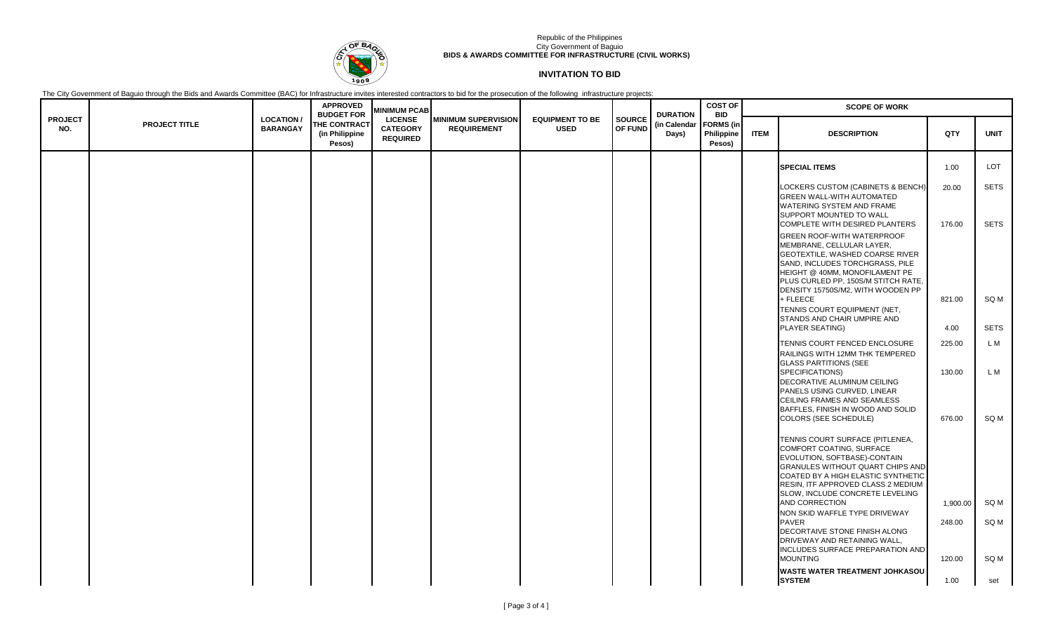Republic of the Philippines
City Government of Baguio
**BIDS & AWARDS COMMITTEE FOR INFRASTRUCTURE (CIVIL WORKS)**

## INVITATION TO BID

The City Government of Baguio through the Bids and Awards Committee (BAC) for Infrastructure invites interested contractors to bid for the prosecution of the following infrastructure projects:

| PROJECT NO. | PROJECT TITLE | LOCATION / BARANGAY | APPROVED BUDGET FOR THE CONTRACT (in Philippine Pesos) | MINIMUM PCAB LICENSE CATEGORY REQUIRED | MINIMUM SUPERVISION REQUIREMENT | EQUIPMENT TO BE USED | SOURCE OF FUND | DURATION (in Calendar Days) | COST OF BID FORMS (in Philippine Pesos) | SCOPE OF WORK | | | |
|---|---|---|---|---|---|---|---|---|---|---|---|---|---|
| | | | | | | | | | | ITEM | DESCRIPTION | QTY | UNIT |
| | | | | | | | | | | | **SPECIAL ITEMS** | 1.00 | LOT |
| | | | | | | | | | | | LOCKERS CUSTOM (CABINETS & BENCH) | 20.00 | SETS |
| | | | | | | | | | | | GREEN WALL-WITH AUTOMATED WATERING SYSTEM AND FRAME SUPPORT MOUNTED TO WALL COMPLETE WITH DESIRED PLANTERS | 176.00 | SETS |
| | | | | | | | | | | | GREEN ROOF-WITH WATERPROOF MEMBRANE, CELLULAR LAYER, GEOTEXTILE, WASHED COARSE RIVER SAND, INCLUDES TORCHGRASS, PILE HEIGHT @ 40MM, MONOFILAMENT PE PLUS CURLED PP, 150S/M STITCH RATE, DENSITY 15750S/M2, WITH WOODEN PP + FLEECE | 821.00 | SQ M |
| | | | | | | | | | | | TENNIS COURT EQUIPMENT (NET, STANDS AND CHAIR UMPIRE AND PLAYER SEATING) | 4.00 | SETS |
| | | | | | | | | | | | TENNIS COURT FENCED ENCLOSURE | 225.00 | L M |
| | | | | | | | | | | | RAILINGS WITH 12MM THK TEMPERED GLASS PARTITIONS (SEE SPECIFICATIONS) | 130.00 | L M |
| | | | | | | | | | | | DECORATIVE ALUMINUM CEILING PANELS USING CURVED, LINEAR CEILING FRAMES AND SEAMLESS BAFFLES, FINISH IN WOOD AND SOLID COLORS (SEE SCHEDULE) | 676.00 | SQ M |
| | | | | | | | | | | | TENNIS COURT SURFACE (PITLENEA, COMFORT COATING, SURFACE EVOLUTION, SOFTBASE)-CONTAIN GRANULES WITHOUT QUART CHIPS AND COATED BY A HIGH ELASTIC SYNTHETIC RESIN, ITF APPROVED CLASS 2 MEDIUM SLOW, INCLUDE CONCRETE LEVELING AND CORRECTION | 1,900.00 | SQ M |
| | | | | | | | | | | | NON SKID WAFFLE TYPE DRIVEWAY PAVER | 248.00 | SQ M |
| | | | | | | | | | | | DECORTAIVE STONE FINISH ALONG DRIVEWAY AND RETAINING WALL, INCLUDES SURFACE PREPARATION AND MOUNTING | 120.00 | SQ M |
| | | | | | | | | | | | **WASTE WATER TREATMENT JOHKASOU SYSTEM** | 1.00 | set |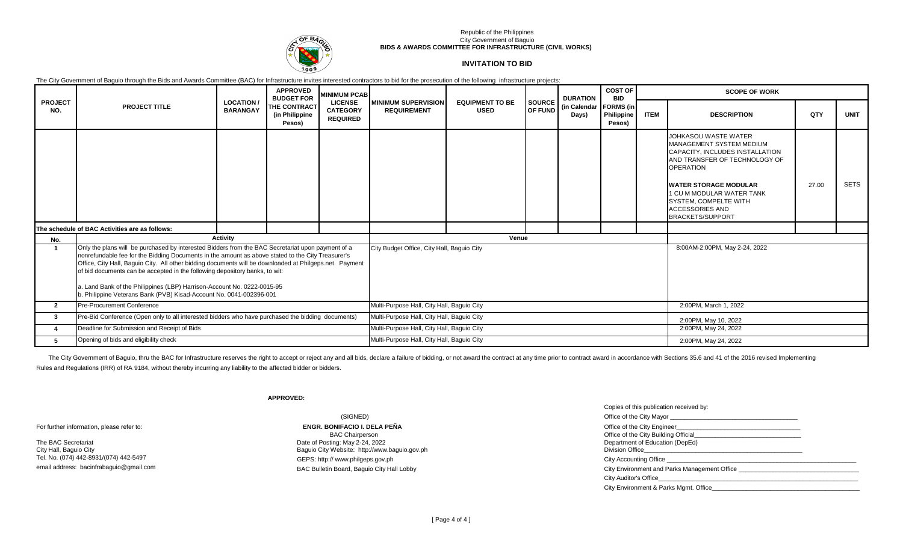Republic of the Philippines
City Government of Baguio
**BIDS & AWARDS COMMITTEE FOR INFRASTRUCTURE (CIVIL WORKS)**

## INVITATION TO BID

The City Government of Baguio through the Bids and Awards Committee (BAC) for Infrastructure invites interested contractors to bid for the prosecution of the following infrastructure projects:

| PROJECT NO. | PROJECT TITLE | LOCATION / BARANGAY | APPROVED BUDGET FOR THE CONTRACT (in Philippine Pesos) | MINIMUM PCAB LICENSE CATEGORY REQUIRED | MINIMUM SUPERVISION REQUIREMENT | EQUIPMENT TO BE USED | SOURCE OF FUND | DURATION (in Calendar Days) | COST OF BID FORMS (in Philippine Pesos) | SCOPE OF WORK | | | |
|---|---|---|---|---|---|---|---|---|---|---|---|---|---|
| | | | | | | | | | | ITEM | DESCRIPTION | QTY | UNIT |
| | | | | | | | | | | | JOHKASOU WASTE WATER MANAGEMENT SYSTEM MEDIUM CAPACITY, INCLUDES INSTALLATION AND TRANSFER OF TECHNOLOGY OF OPERATION<br><br>**WATER STORAGE MODULAR**<br>1 CU M MODULAR WATER TANK SYSTEM, COMPELTE WITH ACCESSORIES AND BRACKETS/SUPPORT | 27.00 | SETS |

**The schedule of BAC Activities are as follows:**

| No. | Activity | Venue | |
|---|---|---|---|
| 1 | Only the plans will be purchased by interested Bidders from the BAC Secretariat upon payment of a nonrefundable fee for the Bidding Documents in the amount as above stated to the City Treasurer's Office, City Hall, Baguio City. All other bidding documents will be downloaded at Philgeps.net. Payment of bid documents can be accepted in the following depository banks, to wit:<br><br>a. Land Bank of the Philippines (LBP) Harrison-Account No. 0222-0015-95<br>b. Philippine Veterans Bank (PVB) Kisad-Account No. 0041-002396-001 | City Budget Office, City Hall, Baguio City | 8:00AM-2:00PM, May 2-24, 2022 |
| 2 | Pre-Procurement Conference | Multi-Purpose Hall, City Hall, Baguio City | 2:00PM, March 1, 2022 |
| 3 | Pre-Bid Conference (Open only to all interested bidders who have purchased the bidding documents) | Multi-Purpose Hall, City Hall, Baguio City | 2:00PM, May 10, 2022 |
| 4 | Deadline for Submission and Receipt of Bids | Multi-Purpose Hall, City Hall, Baguio City | 2:00PM, May 24, 2022 |
| 5 | Opening of bids and eligibility check | Multi-Purpose Hall, City Hall, Baguio City | 2:00PM, May 24, 2022 |

The City Government of Baguio, thru the BAC for Infrastructure reserves the right to accept or reject any and all bids, declare a failure of bidding, or not award the contract at any time prior to contract award in accordance with Sections 35.6 and 41 of the 2016 revised Implementing Rules and Regulations (IRR) of RA 9184, without thereby incurring any liability to the affected bidder or bidders.

**APPROVED:**

(SIGNED)
**ENGR. BONIFACIO I. DELA PEÑA**
BAC Chairperson
Date of Posting: May 2-24, 2022
Baguio City Website: http://www.baguio.gov.ph
GEPS: http:// www.philgeps.gov.ph
BAC Bulletin Board, Baguio City Hall Lobby

For further information, please refer to:

The BAC Secretariat
City Hall, Baguio City
Tel. No. (074) 442-8931/(074) 442-5497
email address: bacinfrabaguio@gmail.com

Copies of this publication received by:

Office of the City Mayor \_\_\_\_\_\_\_\_\_\_\_\_\_\_\_\_\_\_\_\_
Office of the City Engineer\_\_\_\_\_\_\_\_\_\_\_\_\_\_\_\_\_\_\_\_
Office of the City Building Official\_\_\_\_\_\_\_\_\_\_\_\_\_\_\_\_\_\_\_\_
Department of Education (DepEd)
Division Office\_\_\_\_\_\_\_\_\_\_\_\_\_\_\_\_\_\_\_\_
City Accounting Office \_\_\_\_\_\_\_\_\_\_\_\_\_\_\_\_\_\_\_\_
City Environment and Parks Management Office \_\_\_\_\_\_\_\_\_\_\_\_\_\_\_\_\_\_\_\_
City Auditor's Office\_\_\_\_\_\_\_\_\_\_\_\_\_\_\_\_\_\_\_\_
City Environment & Parks Mgmt. Office\_\_\_\_\_\_\_\_\_\_\_\_\_\_\_\_\_\_\_\_